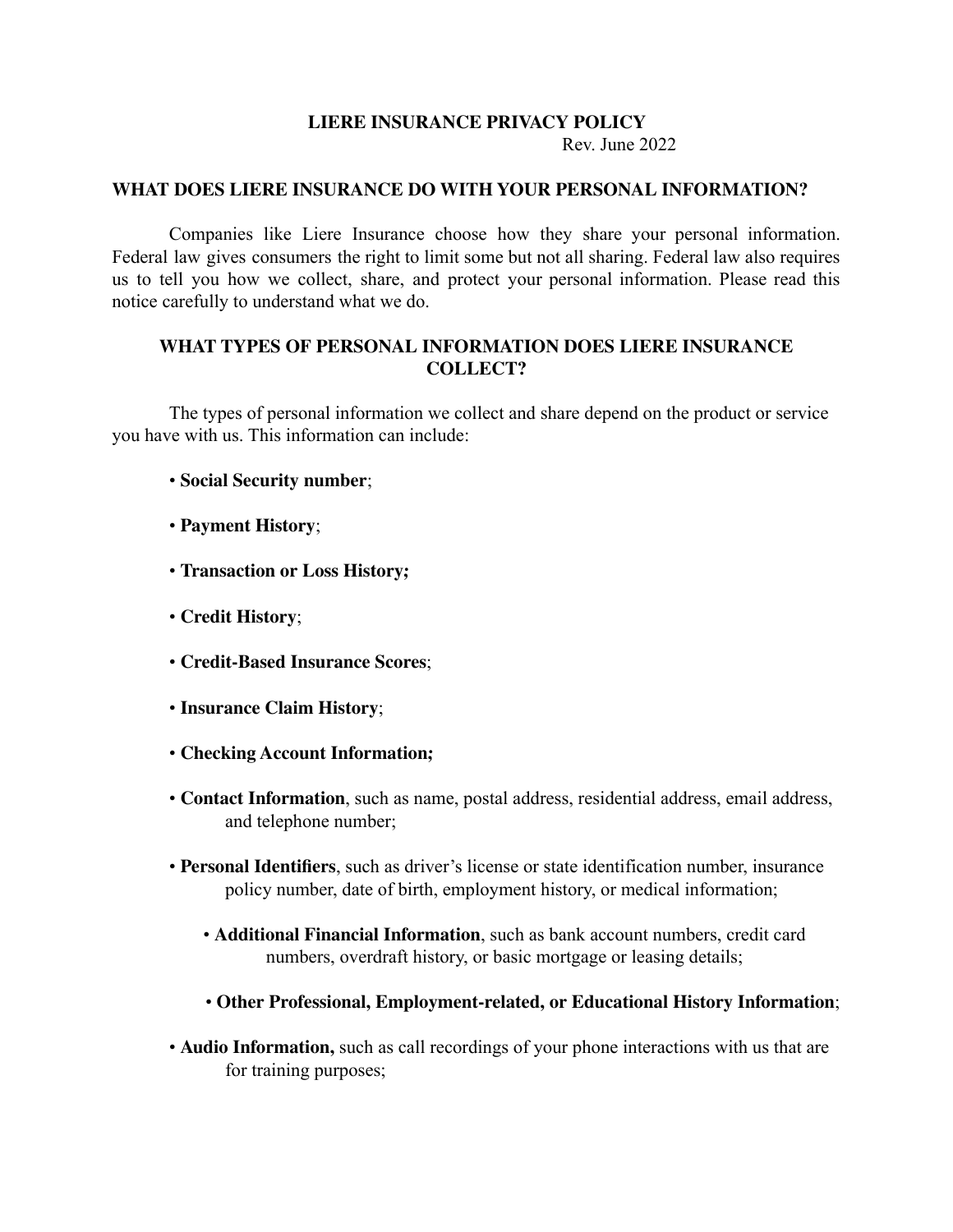# LIERE INSURANCE PRIVACY POLICY

Rev. June 2022

## WHAT DOES LIERE INSURANCE DO WITH YOUR PERSONAL INFORMATION?

Companies like Liere Insurance choose how they share your personal information. Federal law gives consumers the right to limit some but not all sharing. Federal law also requires us to tell you how we collect, share, and protect your personal information. Please read this notice carefully to understand what we do.

## WHAT TYPES OF PERSONAL INFORMATION DOES LIERE INSURANCE COLLECT?

The types of personal information we collect and share depend on the product or service you have with us. This information can include:

- **Social Security number**;
- **Payment History**;
- **Transaction or Loss History;**
- **Credit History**;
- **Credit-Based Insurance Scores**;
- **Insurance Claim History**;
- **Checking Account Information;**
- **Contact Information**, such as name, postal address, residential address, email address, and telephone number;
- **Personal Identifiers**, such as driver's license or state identification number, insurance policy number, date of birth, employment history, or medical information;
- **Additional Financial Information**, such as bank account numbers, credit card numbers, overdraft history, or basic mortgage or leasing details;
- **Other Professional, Employment-related, or Educational History Information**;
- **Audio Information,** such as call recordings of your phone interactions with us that are for training purposes;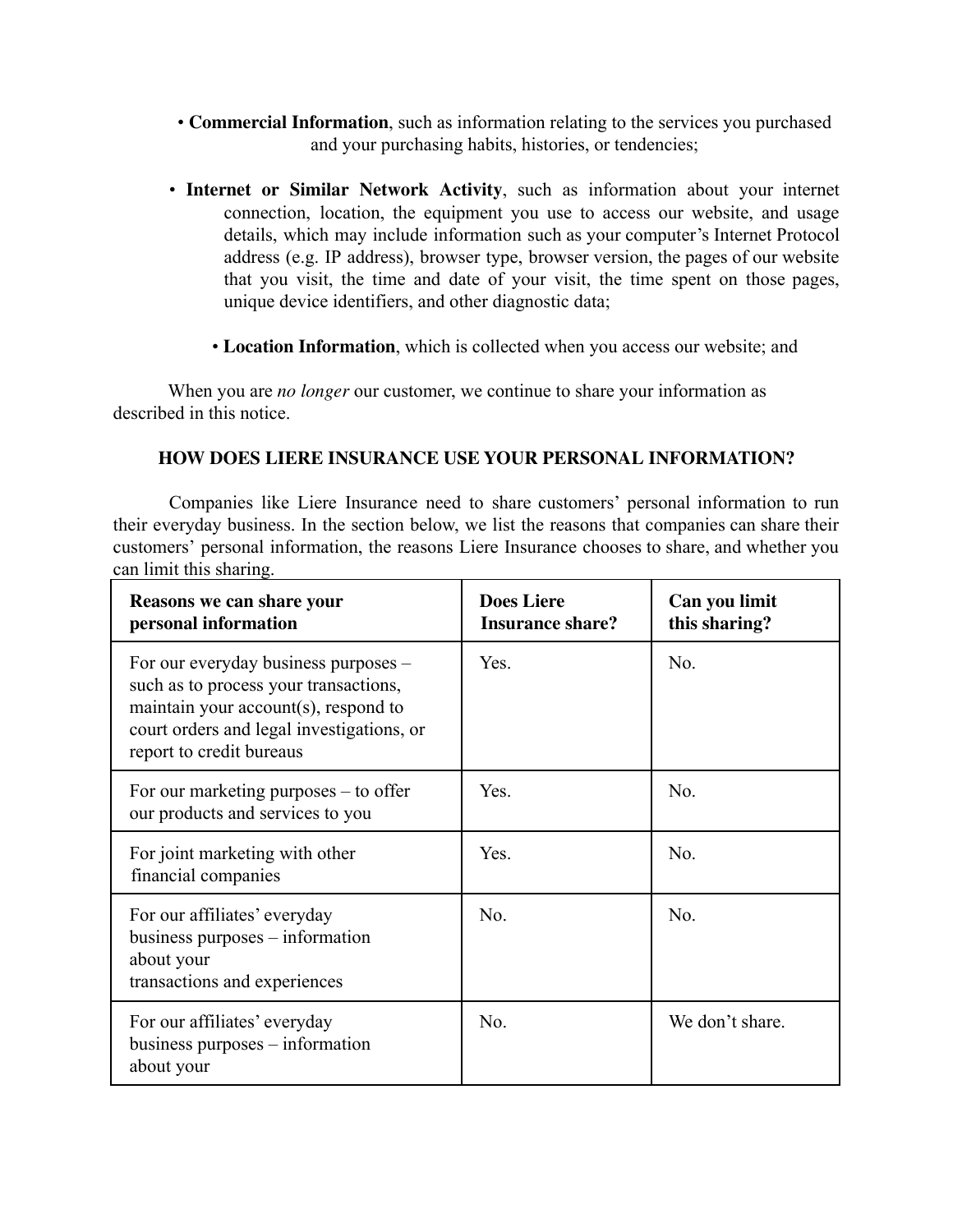- **Commercial Information**, such as information relating to the services you purchased and your purchasing habits, histories, or tendencies;

- **Internet or Similar Network Activity**, such as information about your internet connection, location, the equipment you use to access our website, and usage details, which may include information such as your computer's Internet Protocol address (e.g. IP address), browser type, browser version, the pages of our website that you visit, the time and date of your visit, the time spent on those pages, unique device identifiers, and other diagnostic data;

- **Location Information**, which is collected when you access our website; and

When you are *no longer* our customer, we continue to share your information as described in this notice.

## HOW DOES LIERE INSURANCE USE YOUR PERSONAL INFORMATION?

Companies like Liere Insurance need to share customers' personal information to run their everyday business. In the section below, we list the reasons that companies can share their customers' personal information, the reasons Liere Insurance chooses to share, and whether you can limit this sharing.

| Reasons we can share your personal information | Does Liere Insurance share? | Can you limit this sharing? |
|---|---|---|
| For our everyday business purposes – such as to process your transactions, maintain your account(s), respond to court orders and legal investigations, or report to credit bureaus | Yes. | No. |
| For our marketing purposes – to offer our products and services to you | Yes. | No. |
| For joint marketing with other financial companies | Yes. | No. |
| For our affiliates' everyday business purposes – information about your transactions and experiences | No. | No. |
| For our affiliates' everyday business purposes – information about your | No. | We don't share. |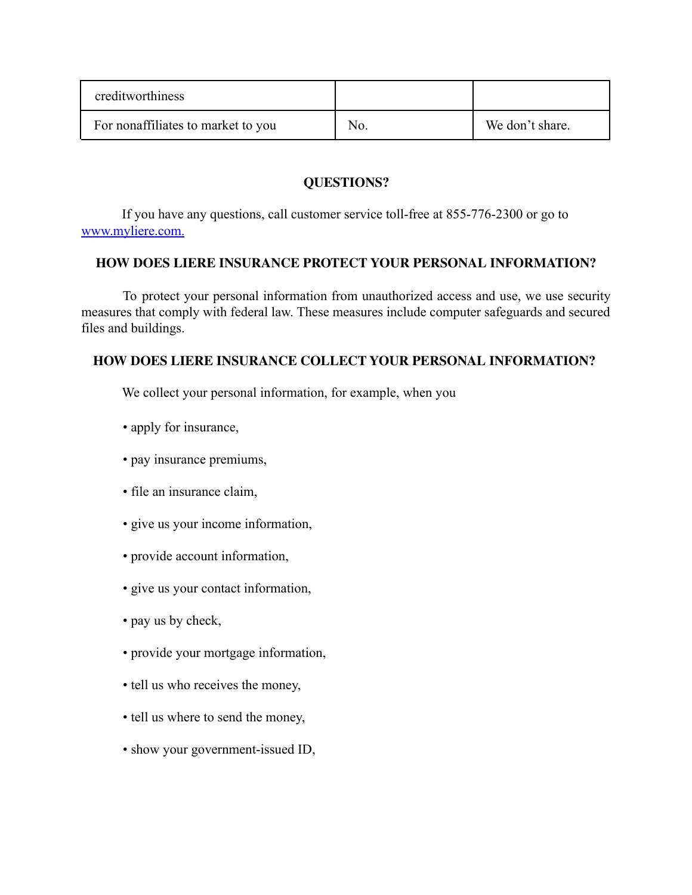| | | |
|---|---|---|
| creditworthiness | | |
| For nonaffiliates to market to you | No. | We don't share. |

**QUESTIONS?**

If you have any questions, call customer service toll-free at 855-776-2300 or go to [www.myliere.com.](http://www.myliere.com)

**HOW DOES LIERE INSURANCE PROTECT YOUR PERSONAL INFORMATION?**

To protect your personal information from unauthorized access and use, we use security measures that comply with federal law. These measures include computer safeguards and secured files and buildings.

**HOW DOES LIERE INSURANCE COLLECT YOUR PERSONAL INFORMATION?**

We collect your personal information, for example, when you

- apply for insurance,
- pay insurance premiums,
- file an insurance claim,
- give us your income information,
- provide account information,
- give us your contact information,
- pay us by check,
- provide your mortgage information,
- tell us who receives the money,
- tell us where to send the money,
- show your government-issued ID,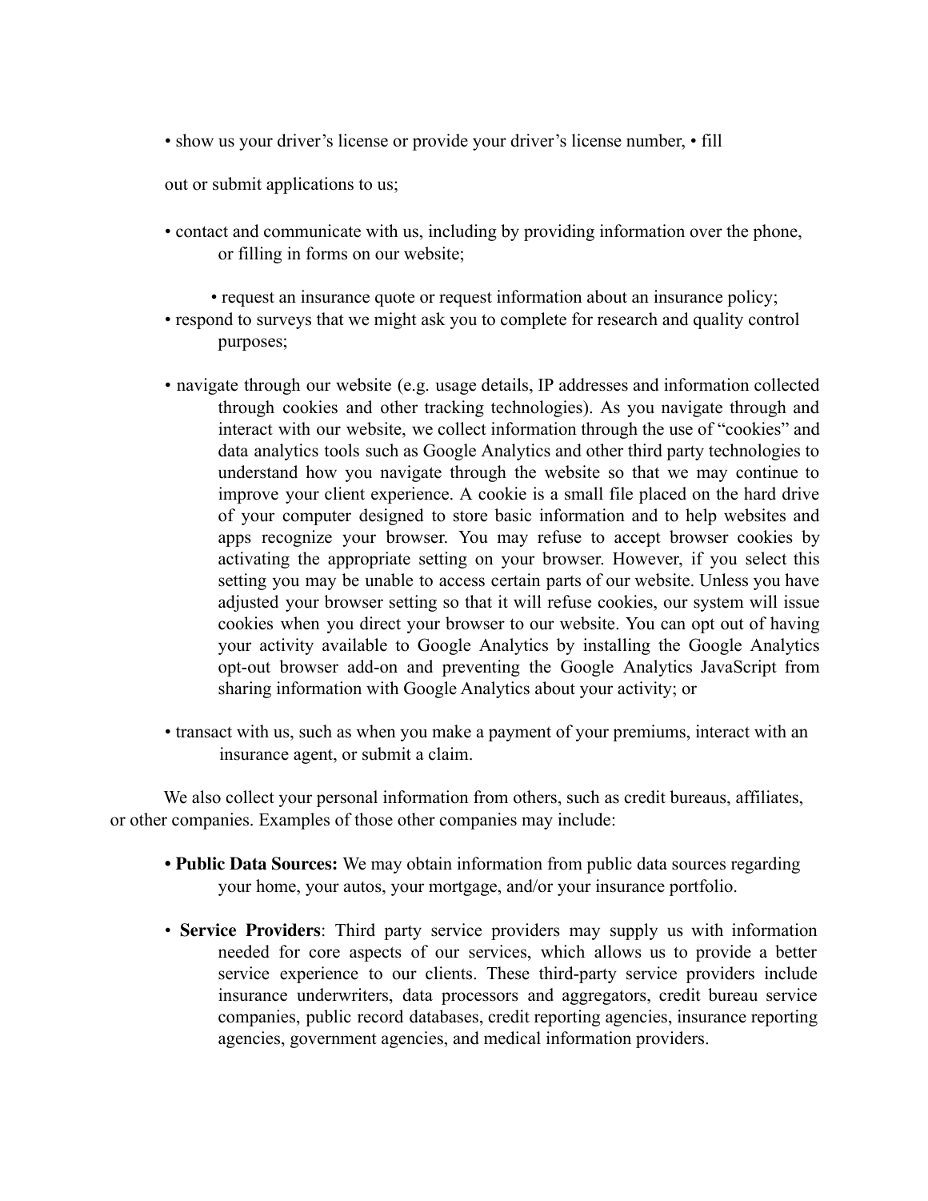- show us your driver's license or provide your driver's license number, • fill

out or submit applications to us;

- contact and communicate with us, including by providing information over the phone, or filling in forms on our website;
- request an insurance quote or request information about an insurance policy;
- respond to surveys that we might ask you to complete for research and quality control purposes;
- navigate through our website (e.g. usage details, IP addresses and information collected through cookies and other tracking technologies). As you navigate through and interact with our website, we collect information through the use of "cookies" and data analytics tools such as Google Analytics and other third party technologies to understand how you navigate through the website so that we may continue to improve your client experience. A cookie is a small file placed on the hard drive of your computer designed to store basic information and to help websites and apps recognize your browser. You may refuse to accept browser cookies by activating the appropriate setting on your browser. However, if you select this setting you may be unable to access certain parts of our website. Unless you have adjusted your browser setting so that it will refuse cookies, our system will issue cookies when you direct your browser to our website. You can opt out of having your activity available to Google Analytics by installing the Google Analytics opt-out browser add-on and preventing the Google Analytics JavaScript from sharing information with Google Analytics about your activity; or
- transact with us, such as when you make a payment of your premiums, interact with an insurance agent, or submit a claim.

We also collect your personal information from others, such as credit bureaus, affiliates, or other companies. Examples of those other companies may include:

- **Public Data Sources:** We may obtain information from public data sources regarding your home, your autos, your mortgage, and/or your insurance portfolio.
- **Service Providers**: Third party service providers may supply us with information needed for core aspects of our services, which allows us to provide a better service experience to our clients. These third-party service providers include insurance underwriters, data processors and aggregators, credit bureau service companies, public record databases, credit reporting agencies, insurance reporting agencies, government agencies, and medical information providers.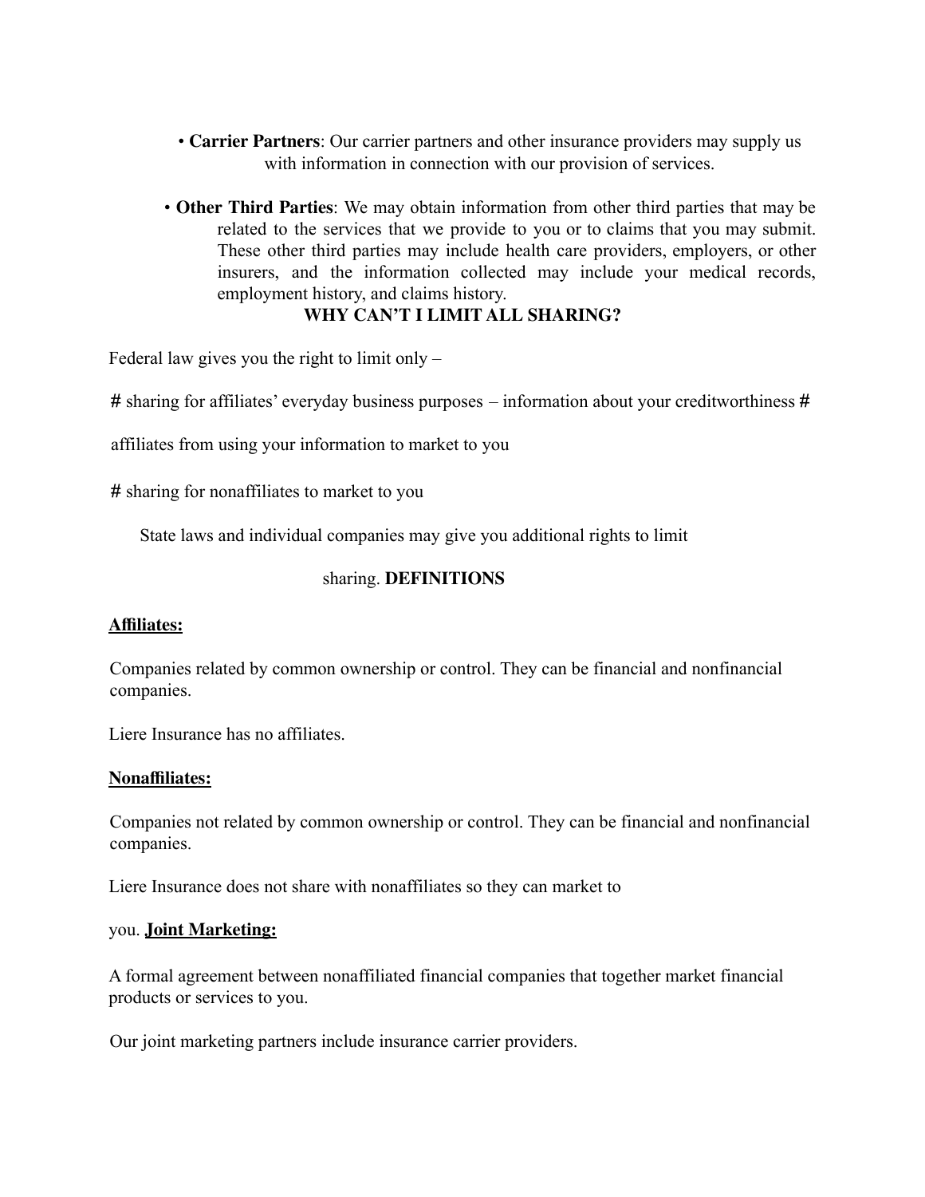- **Carrier Partners**: Our carrier partners and other insurance providers may supply us with information in connection with our provision of services.

- **Other Third Parties**: We may obtain information from other third parties that may be related to the services that we provide to you or to claims that you may submit. These other third parties may include health care providers, employers, or other insurers, and the information collected may include your medical records, employment history, and claims history.

**WHY CAN'T I LIMIT ALL SHARING?**

Federal law gives you the right to limit only –

# sharing for affiliates' everyday business purposes – information about your creditworthiness #

affiliates from using your information to market to you

# sharing for nonaffiliates to market to you

State laws and individual companies may give you additional rights to limit

sharing. **DEFINITIONS**

**Affiliates:**

Companies related by common ownership or control. They can be financial and nonfinancial companies.

Liere Insurance has no affiliates.

**Nonaffiliates:**

Companies not related by common ownership or control. They can be financial and nonfinancial companies.

Liere Insurance does not share with nonaffiliates so they can market to

you. **Joint Marketing:**

A formal agreement between nonaffiliated financial companies that together market financial products or services to you.

Our joint marketing partners include insurance carrier providers.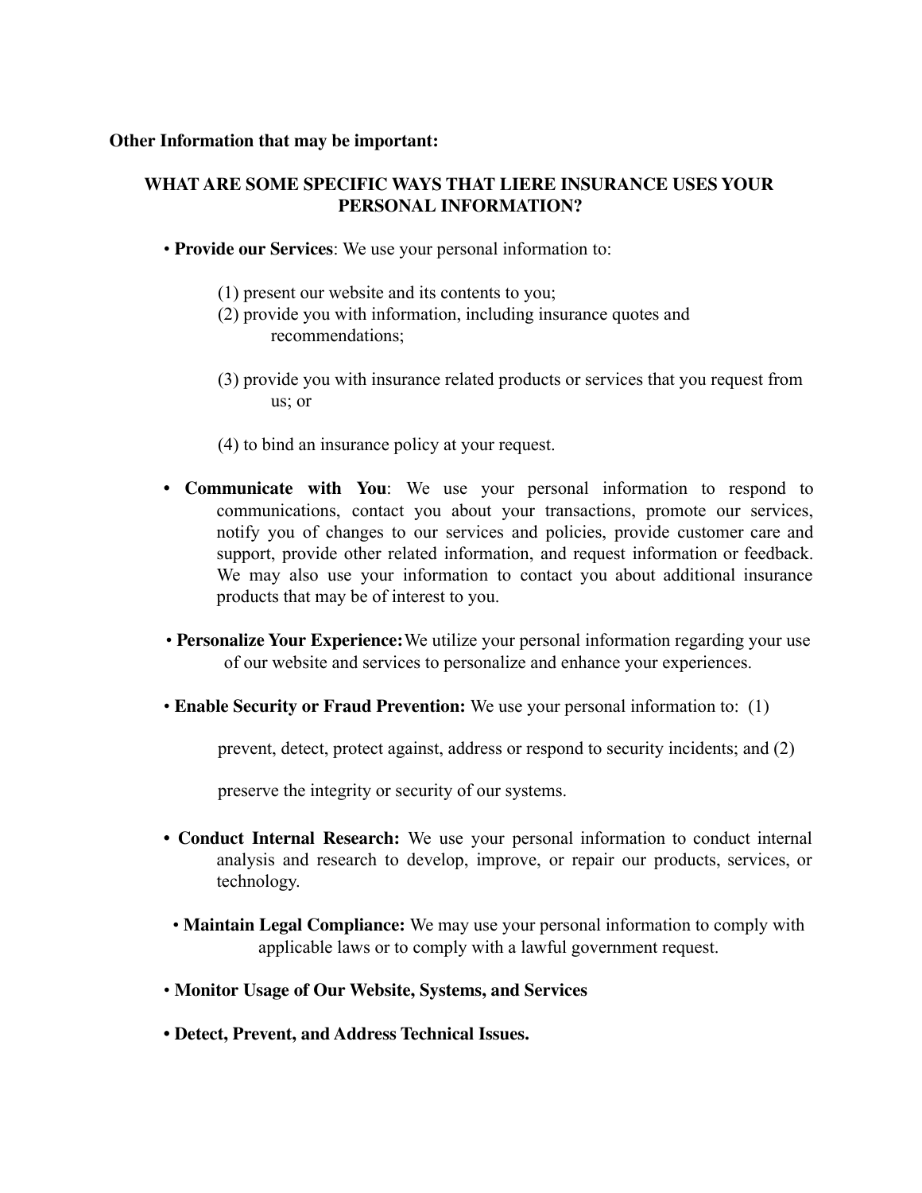**Other Information that may be important:**

## WHAT ARE SOME SPECIFIC WAYS THAT LIERE INSURANCE USES YOUR PERSONAL INFORMATION?

- **Provide our Services**: We use your personal information to:

  (1) present our website and its contents to you;
  (2) provide you with information, including insurance quotes and recommendations;

  (3) provide you with insurance related products or services that you request from us; or

  (4) to bind an insurance policy at your request.

- **Communicate with You**: We use your personal information to respond to communications, contact you about your transactions, promote our services, notify you of changes to our services and policies, provide customer care and support, provide other related information, and request information or feedback. We may also use your information to contact you about additional insurance products that may be of interest to you.

- **Personalize Your Experience:** We utilize your personal information regarding your use of our website and services to personalize and enhance your experiences.

- **Enable Security or Fraud Prevention:** We use your personal information to: (1) prevent, detect, protect against, address or respond to security incidents; and (2) preserve the integrity or security of our systems.

- **Conduct Internal Research:** We use your personal information to conduct internal analysis and research to develop, improve, or repair our products, services, or technology.

- **Maintain Legal Compliance:** We may use your personal information to comply with applicable laws or to comply with a lawful government request.

- **Monitor Usage of Our Website, Systems, and Services**

- **Detect, Prevent, and Address Technical Issues.**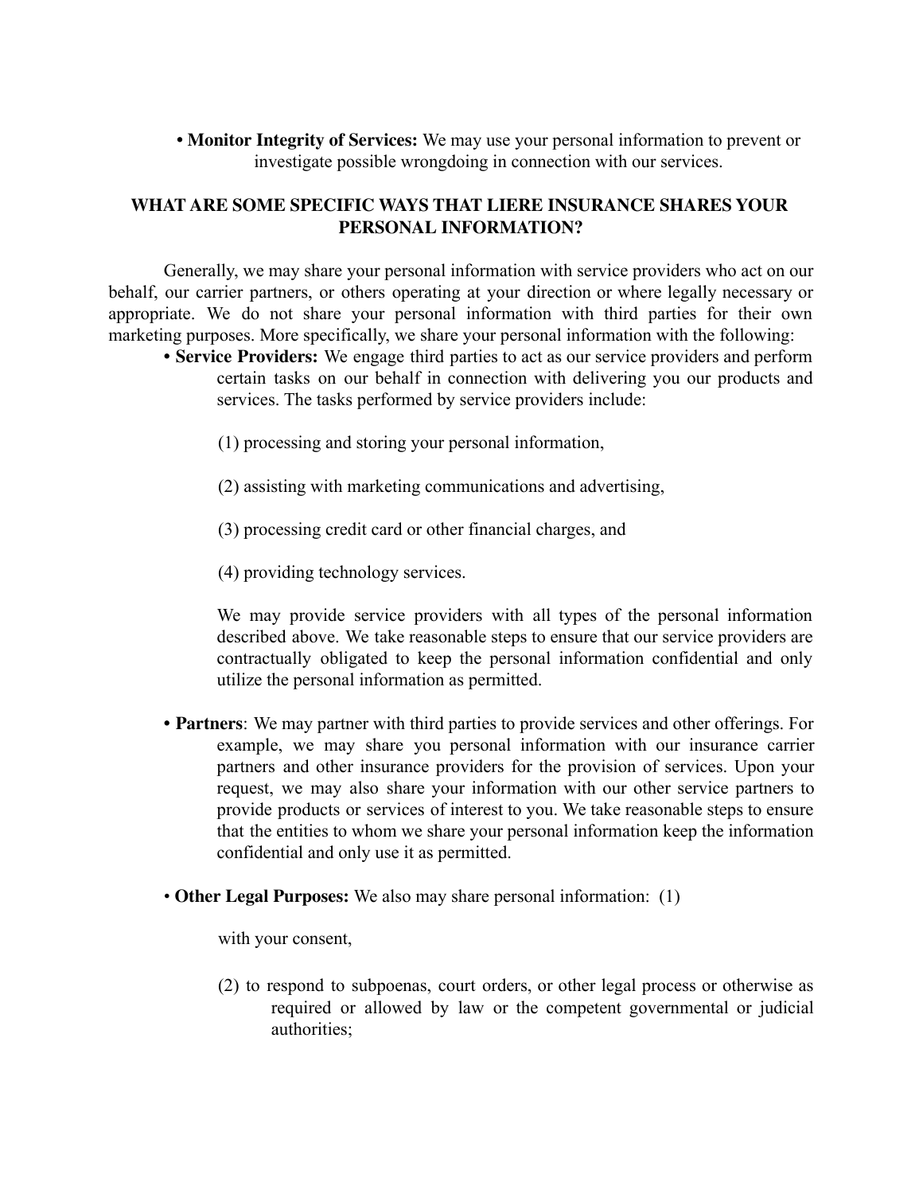- **Monitor Integrity of Services:** We may use your personal information to prevent or investigate possible wrongdoing in connection with our services.

## WHAT ARE SOME SPECIFIC WAYS THAT LIERE INSURANCE SHARES YOUR PERSONAL INFORMATION?

Generally, we may share your personal information with service providers who act on our behalf, our carrier partners, or others operating at your direction or where legally necessary or appropriate. We do not share your personal information with third parties for their own marketing purposes. More specifically, we share your personal information with the following:

- **Service Providers:** We engage third parties to act as our service providers and perform certain tasks on our behalf in connection with delivering you our products and services. The tasks performed by service providers include:

  (1) processing and storing your personal information,

  (2) assisting with marketing communications and advertising,

  (3) processing credit card or other financial charges, and

  (4) providing technology services.

  We may provide service providers with all types of the personal information described above. We take reasonable steps to ensure that our service providers are contractually obligated to keep the personal information confidential and only utilize the personal information as permitted.

- **Partners**: We may partner with third parties to provide services and other offerings. For example, we may share you personal information with our insurance carrier partners and other insurance providers for the provision of services. Upon your request, we may also share your information with our other service partners to provide products or services of interest to you. We take reasonable steps to ensure that the entities to whom we share your personal information keep the information confidential and only use it as permitted.

- **Other Legal Purposes:** We also may share personal information: (1)

  with your consent,

  (2) to respond to subpoenas, court orders, or other legal process or otherwise as required or allowed by law or the competent governmental or judicial authorities;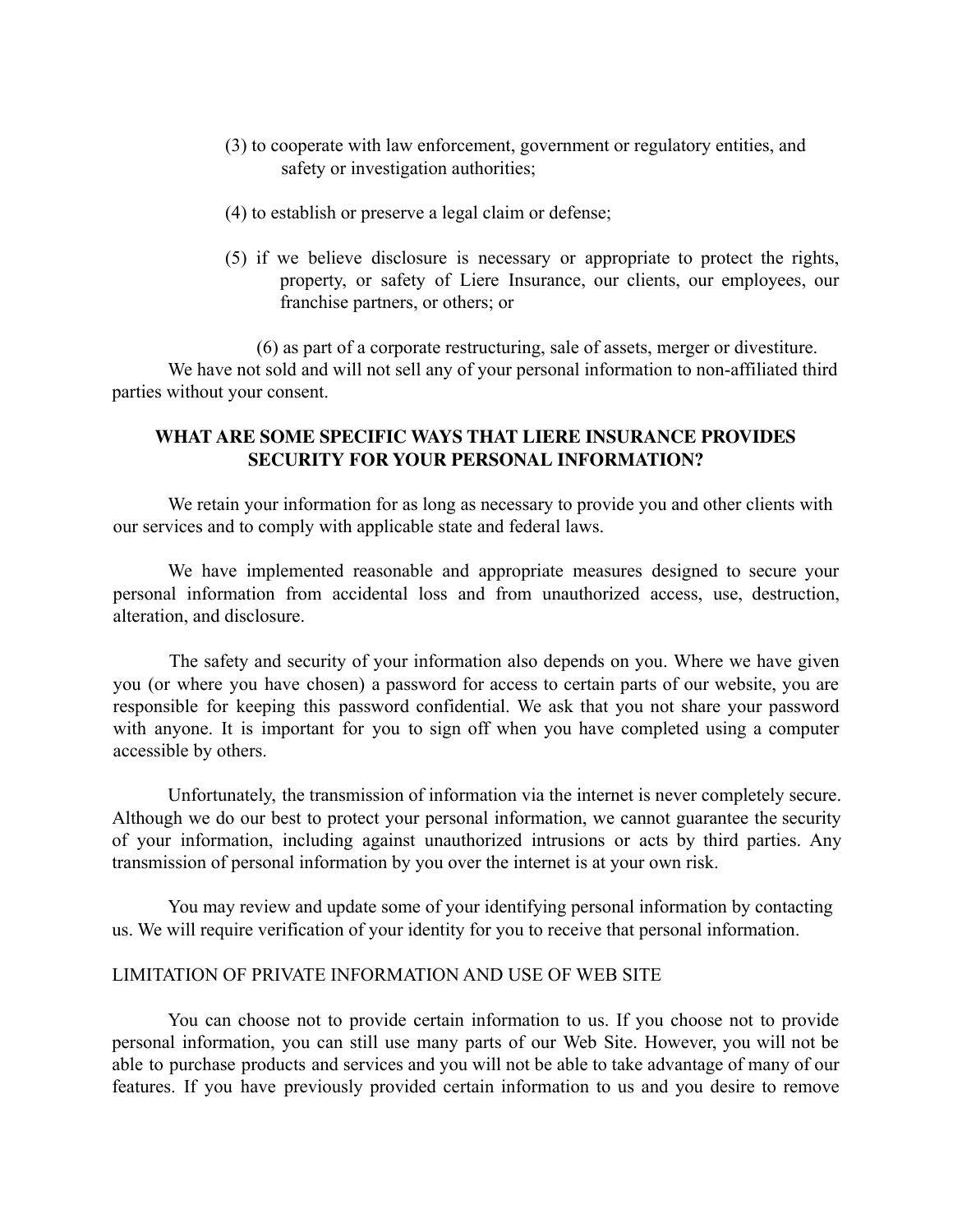(3) to cooperate with law enforcement, government or regulatory entities, and safety or investigation authorities;

(4) to establish or preserve a legal claim or defense;

(5) if we believe disclosure is necessary or appropriate to protect the rights, property, or safety of Liere Insurance, our clients, our employees, our franchise partners, or others; or

(6) as part of a corporate restructuring, sale of assets, merger or divestiture.

We have not sold and will not sell any of your personal information to non-affiliated third parties without your consent.

## WHAT ARE SOME SPECIFIC WAYS THAT LIERE INSURANCE PROVIDES SECURITY FOR YOUR PERSONAL INFORMATION?

We retain your information for as long as necessary to provide you and other clients with our services and to comply with applicable state and federal laws.

We have implemented reasonable and appropriate measures designed to secure your personal information from accidental loss and from unauthorized access, use, destruction, alteration, and disclosure.

The safety and security of your information also depends on you. Where we have given you (or where you have chosen) a password for access to certain parts of our website, you are responsible for keeping this password confidential. We ask that you not share your password with anyone. It is important for you to sign off when you have completed using a computer accessible by others.

Unfortunately, the transmission of information via the internet is never completely secure. Although we do our best to protect your personal information, we cannot guarantee the security of your information, including against unauthorized intrusions or acts by third parties. Any transmission of personal information by you over the internet is at your own risk.

You may review and update some of your identifying personal information by contacting us. We will require verification of your identity for you to receive that personal information.

LIMITATION OF PRIVATE INFORMATION AND USE OF WEB SITE

You can choose not to provide certain information to us. If you choose not to provide personal information, you can still use many parts of our Web Site. However, you will not be able to purchase products and services and you will not be able to take advantage of many of our features. If you have previously provided certain information to us and you desire to remove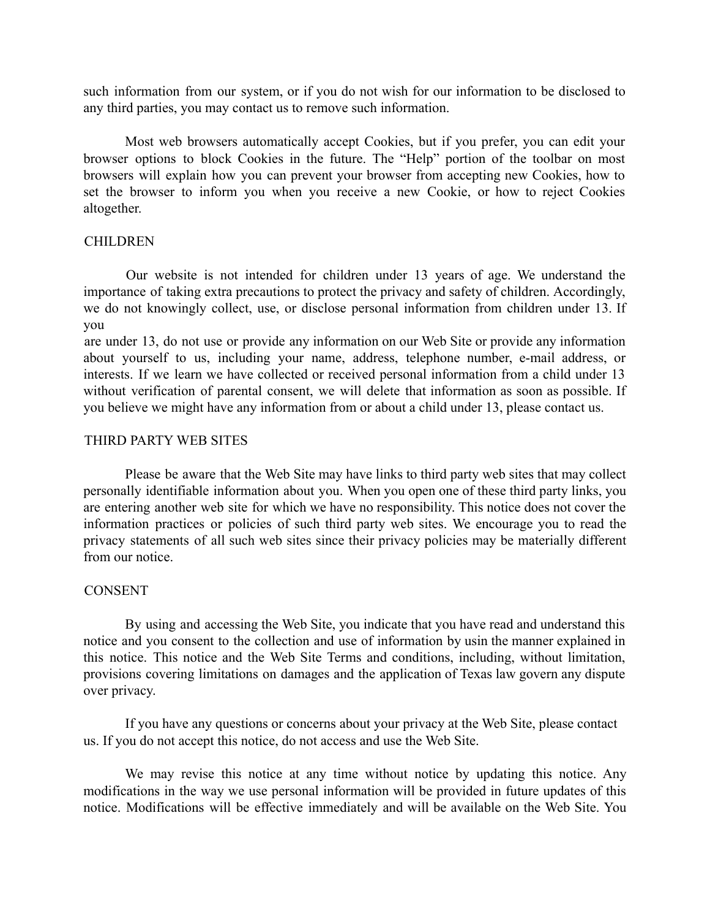such information from our system, or if you do not wish for our information to be disclosed to any third parties, you may contact us to remove such information.

Most web browsers automatically accept Cookies, but if you prefer, you can edit your browser options to block Cookies in the future. The "Help" portion of the toolbar on most browsers will explain how you can prevent your browser from accepting new Cookies, how to set the browser to inform you when you receive a new Cookie, or how to reject Cookies altogether.

## CHILDREN

Our website is not intended for children under 13 years of age. We understand the importance of taking extra precautions to protect the privacy and safety of children. Accordingly, we do not knowingly collect, use, or disclose personal information from children under 13. If you are under 13, do not use or provide any information on our Web Site or provide any information about yourself to us, including your name, address, telephone number, e-mail address, or interests. If we learn we have collected or received personal information from a child under 13 without verification of parental consent, we will delete that information as soon as possible. If you believe we might have any information from or about a child under 13, please contact us.

## THIRD PARTY WEB SITES

Please be aware that the Web Site may have links to third party web sites that may collect personally identifiable information about you. When you open one of these third party links, you are entering another web site for which we have no responsibility. This notice does not cover the information practices or policies of such third party web sites. We encourage you to read the privacy statements of all such web sites since their privacy policies may be materially different from our notice.

## CONSENT

By using and accessing the Web Site, you indicate that you have read and understand this notice and you consent to the collection and use of information by usin the manner explained in this notice. This notice and the Web Site Terms and conditions, including, without limitation, provisions covering limitations on damages and the application of Texas law govern any dispute over privacy.

If you have any questions or concerns about your privacy at the Web Site, please contact us. If you do not accept this notice, do not access and use the Web Site.

We may revise this notice at any time without notice by updating this notice. Any modifications in the way we use personal information will be provided in future updates of this notice. Modifications will be effective immediately and will be available on the Web Site. You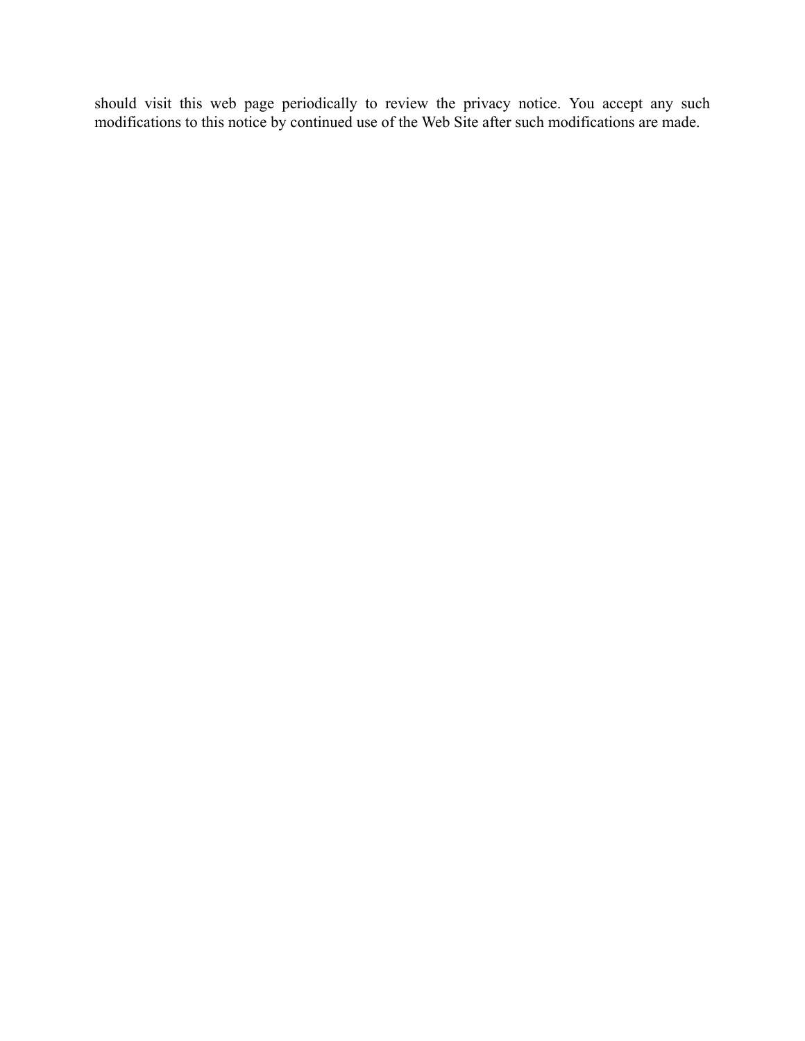should visit this web page periodically to review the privacy notice. You accept any such modifications to this notice by continued use of the Web Site after such modifications are made.